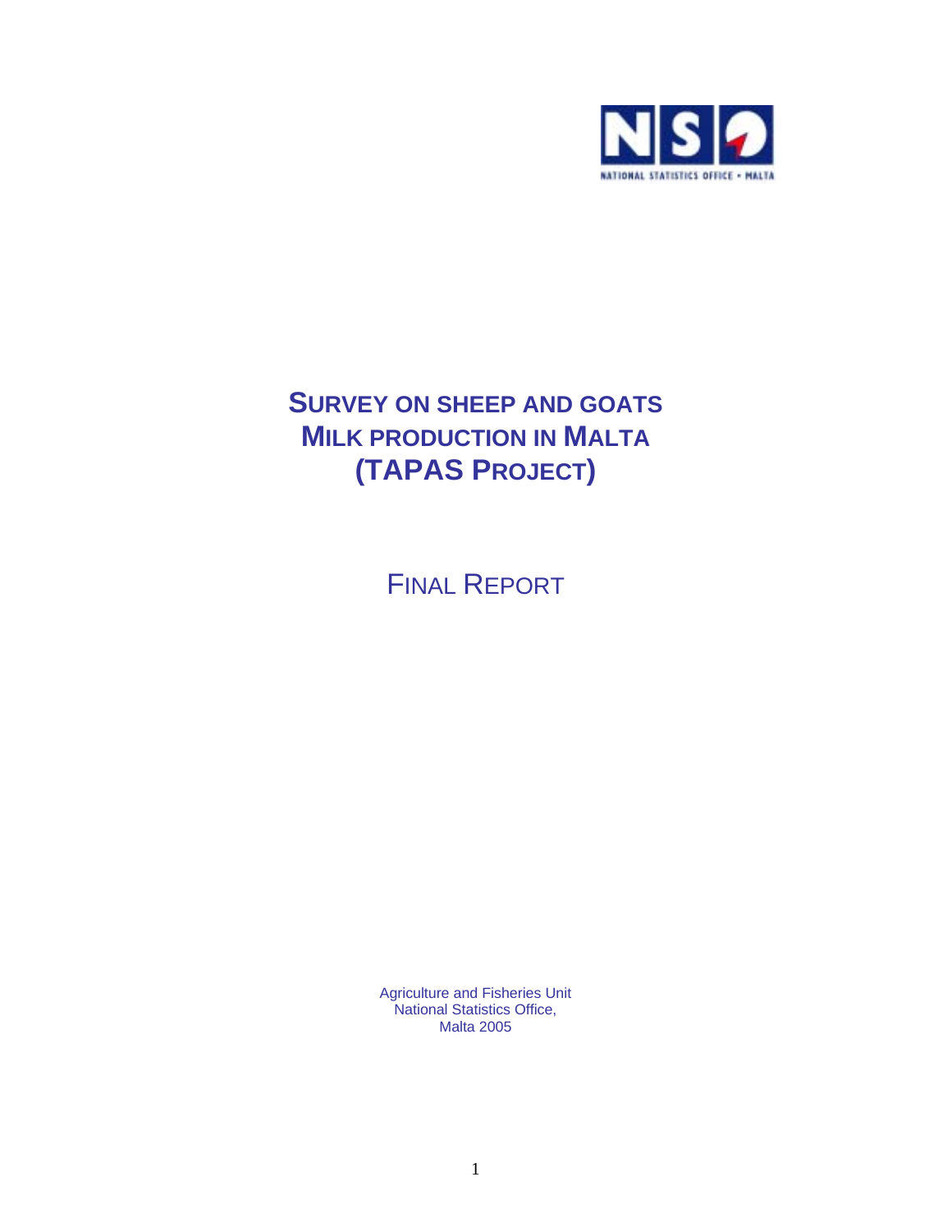NATIONAL STATISTICS OFFICE • MALTA

# SURVEY ON SHEEP AND GOATS MILK PRODUCTION IN MALTA (TAPAS PROJECT)

## FINAL REPORT

Agriculture and Fisheries Unit
National Statistics Office,
Malta 2005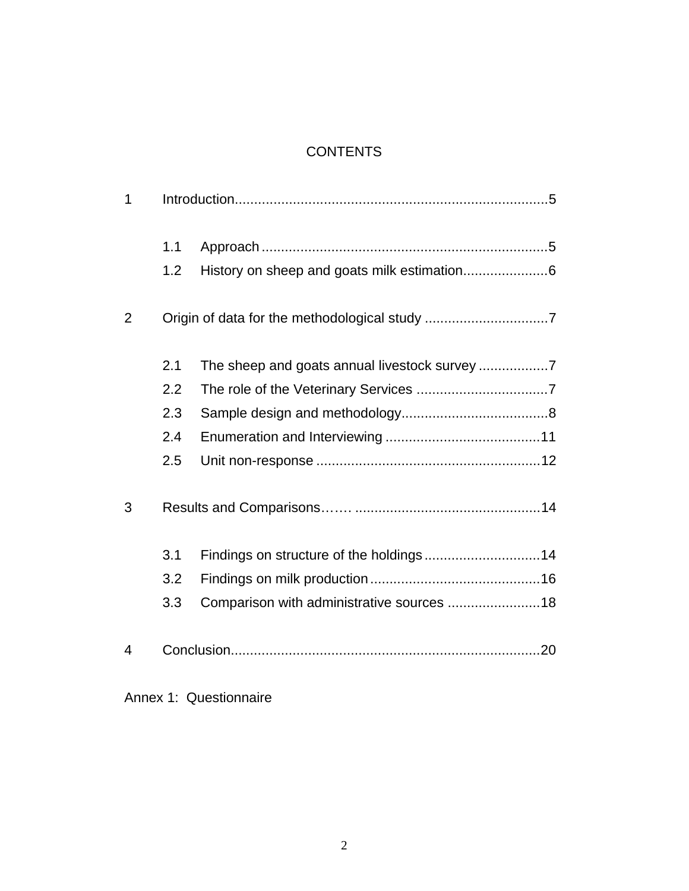# CONTENTS

1 Introduction................................................................................5

  1.1 Approach..........................................................................5
  1.2 History on sheep and goats milk estimation......................6

2 Origin of data for the methodological study ................................7

  2.1 The sheep and goats annual livestock survey ..................7
  2.2 The role of the Veterinary Services ..................................7
  2.3 Sample design and methodology......................................8
  2.4 Enumeration and Interviewing ........................................11
  2.5 Unit non-response ..........................................................12

3 Results and Comparisons……. ................................................14

  3.1 Findings on structure of the holdings..............................14
  3.2 Findings on milk production............................................16
  3.3 Comparison with administrative sources ........................18

4 Conclusion................................................................................20

Annex 1: Questionnaire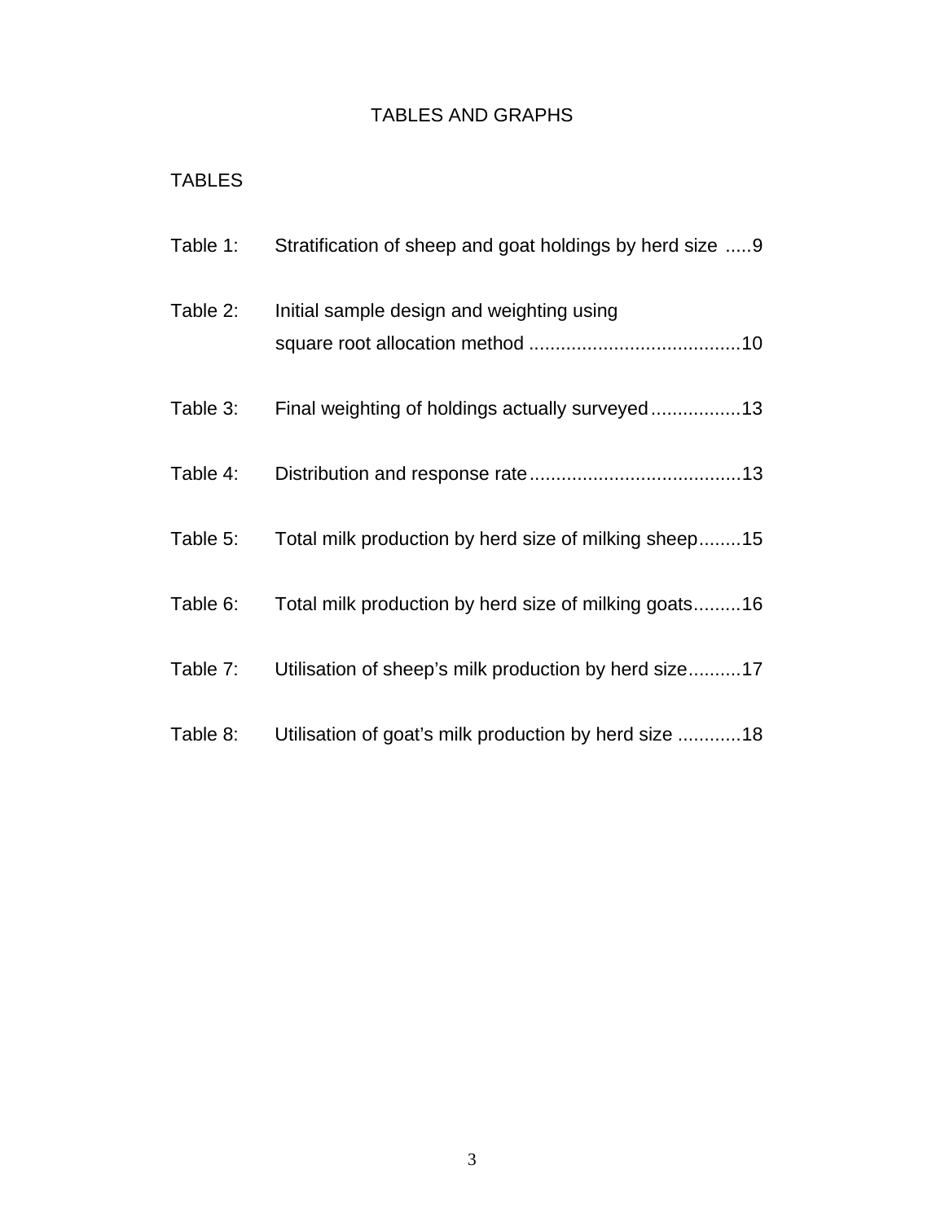# TABLES AND GRAPHS

## TABLES

Table 1: Stratification of sheep and goat holdings by herd size .....9

Table 2: Initial sample design and weighting using square root allocation method .......................................10

Table 3: Final weighting of holdings actually surveyed.................13

Table 4: Distribution and response rate.......................................13

Table 5: Total milk production by herd size of milking sheep........15

Table 6: Total milk production by herd size of milking goats.........16

Table 7: Utilisation of sheep's milk production by herd size..........17

Table 8: Utilisation of goat's milk production by herd size ............18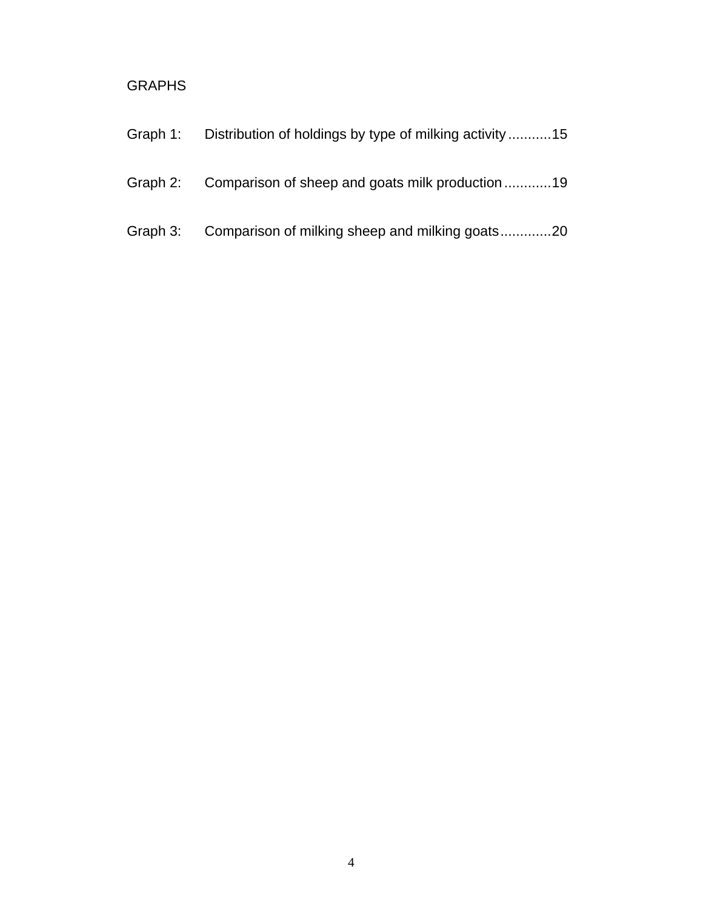## GRAPHS

Graph 1: Distribution of holdings by type of milking activity...........15

Graph 2: Comparison of sheep and goats milk production............19

Graph 3: Comparison of milking sheep and milking goats.............20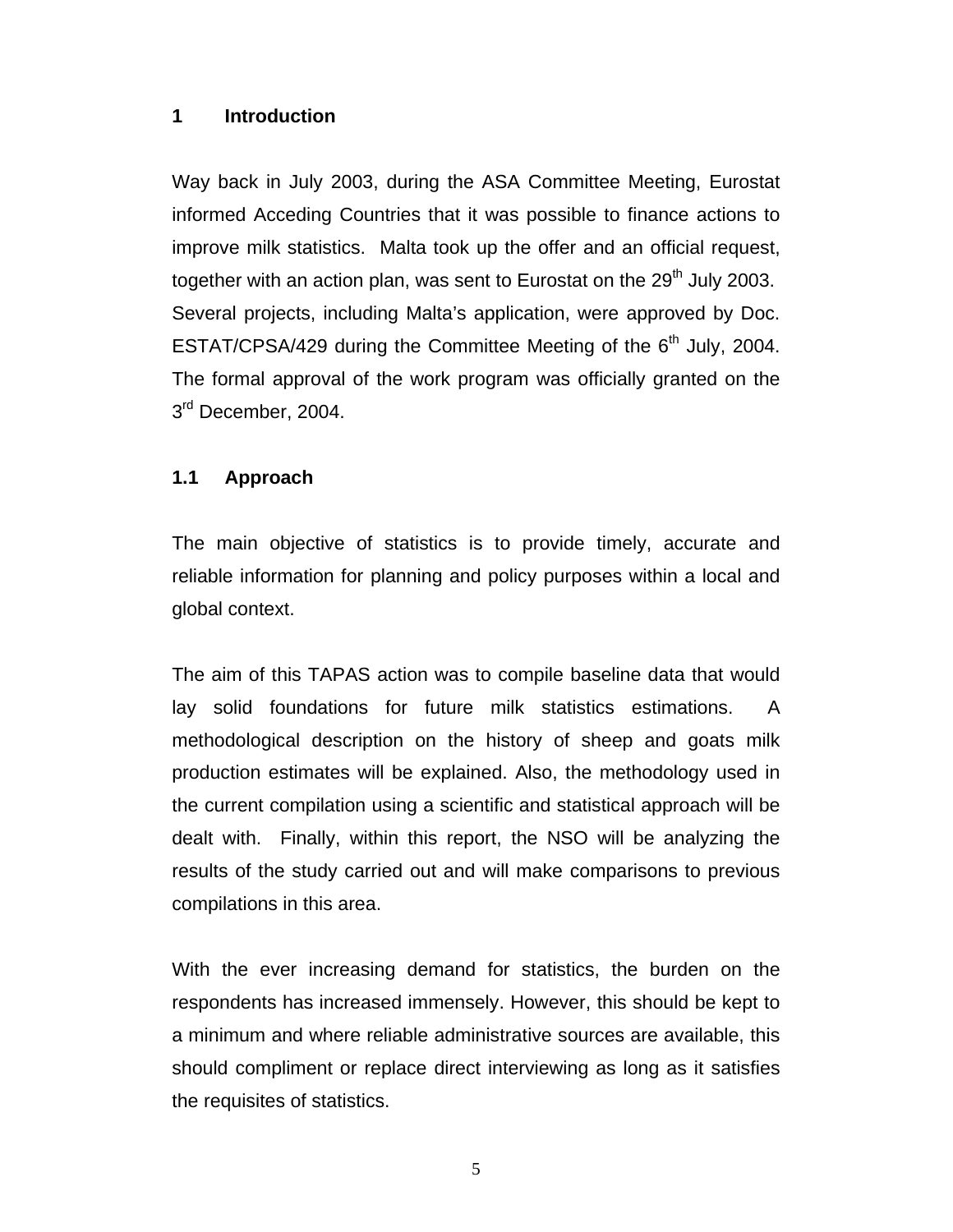# 1 Introduction

Way back in July 2003, during the ASA Committee Meeting, Eurostat informed Acceding Countries that it was possible to finance actions to improve milk statistics. Malta took up the offer and an official request, together with an action plan, was sent to Eurostat on the 29th July 2003. Several projects, including Malta's application, were approved by Doc. ESTAT/CPSA/429 during the Committee Meeting of the 6th July, 2004. The formal approval of the work program was officially granted on the 3rd December, 2004.

## 1.1 Approach

The main objective of statistics is to provide timely, accurate and reliable information for planning and policy purposes within a local and global context.

The aim of this TAPAS action was to compile baseline data that would lay solid foundations for future milk statistics estimations. A methodological description on the history of sheep and goats milk production estimates will be explained. Also, the methodology used in the current compilation using a scientific and statistical approach will be dealt with. Finally, within this report, the NSO will be analyzing the results of the study carried out and will make comparisons to previous compilations in this area.

With the ever increasing demand for statistics, the burden on the respondents has increased immensely. However, this should be kept to a minimum and where reliable administrative sources are available, this should compliment or replace direct interviewing as long as it satisfies the requisites of statistics.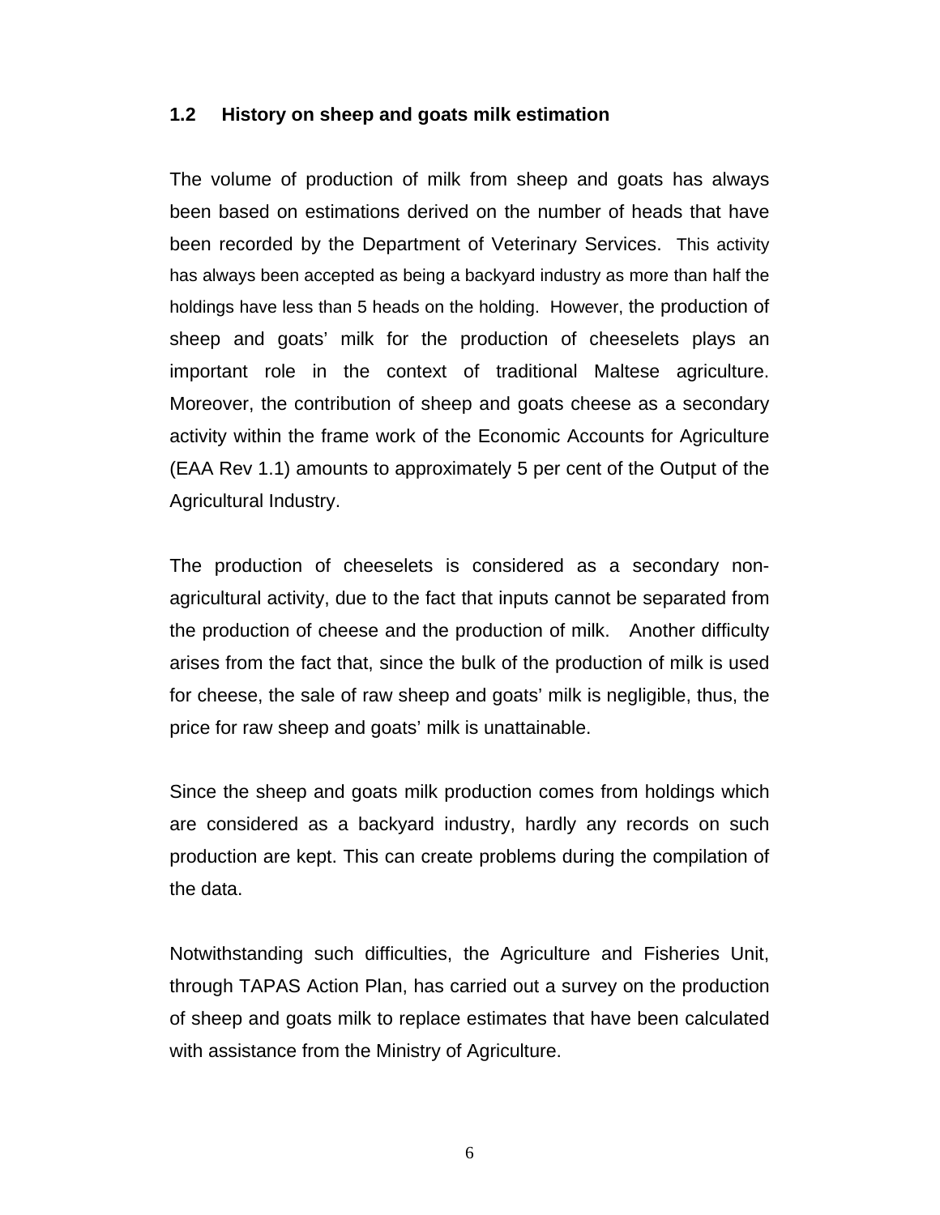## 1.2 History on sheep and goats milk estimation

The volume of production of milk from sheep and goats has always been based on estimations derived on the number of heads that have been recorded by the Department of Veterinary Services. This activity has always been accepted as being a backyard industry as more than half the holdings have less than 5 heads on the holding. However, the production of sheep and goats' milk for the production of cheeselets plays an important role in the context of traditional Maltese agriculture. Moreover, the contribution of sheep and goats cheese as a secondary activity within the frame work of the Economic Accounts for Agriculture (EAA Rev 1.1) amounts to approximately 5 per cent of the Output of the Agricultural Industry.

The production of cheeselets is considered as a secondary non-agricultural activity, due to the fact that inputs cannot be separated from the production of cheese and the production of milk. Another difficulty arises from the fact that, since the bulk of the production of milk is used for cheese, the sale of raw sheep and goats' milk is negligible, thus, the price for raw sheep and goats' milk is unattainable.

Since the sheep and goats milk production comes from holdings which are considered as a backyard industry, hardly any records on such production are kept. This can create problems during the compilation of the data.

Notwithstanding such difficulties, the Agriculture and Fisheries Unit, through TAPAS Action Plan, has carried out a survey on the production of sheep and goats milk to replace estimates that have been calculated with assistance from the Ministry of Agriculture.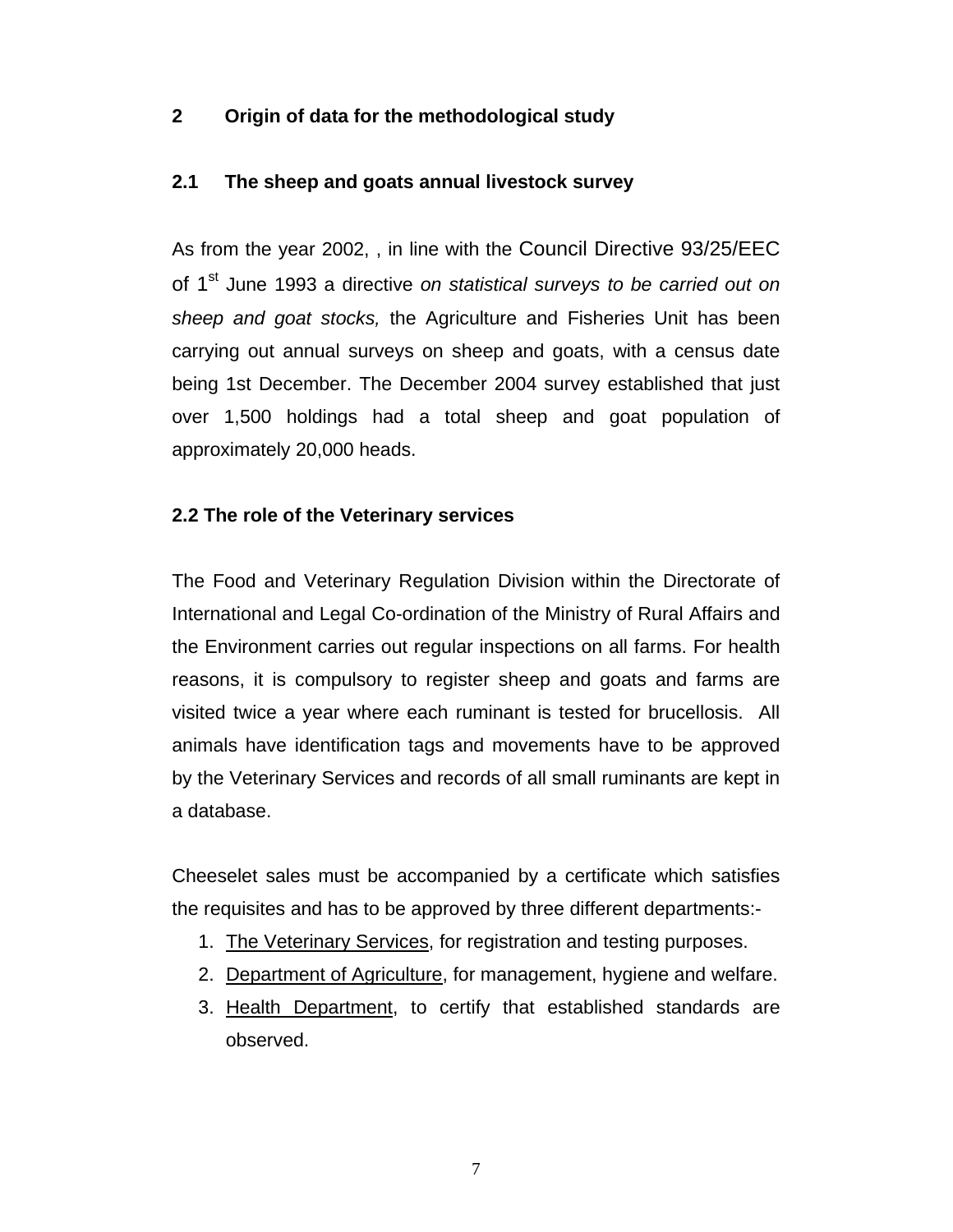## 2 Origin of data for the methodological study

### 2.1 The sheep and goats annual livestock survey

As from the year 2002, , in line with the Council Directive 93/25/EEC of 1st June 1993 a directive *on statistical surveys to be carried out on sheep and goat stocks,* the Agriculture and Fisheries Unit has been carrying out annual surveys on sheep and goats, with a census date being 1st December. The December 2004 survey established that just over 1,500 holdings had a total sheep and goat population of approximately 20,000 heads.

### 2.2 The role of the Veterinary services

The Food and Veterinary Regulation Division within the Directorate of International and Legal Co-ordination of the Ministry of Rural Affairs and the Environment carries out regular inspections on all farms. For health reasons, it is compulsory to register sheep and goats and farms are visited twice a year where each ruminant is tested for brucellosis. All animals have identification tags and movements have to be approved by the Veterinary Services and records of all small ruminants are kept in a database.

Cheeselet sales must be accompanied by a certificate which satisfies the requisites and has to be approved by three different departments:-

1. The Veterinary Services, for registration and testing purposes.
2. Department of Agriculture, for management, hygiene and welfare.
3. Health Department, to certify that established standards are observed.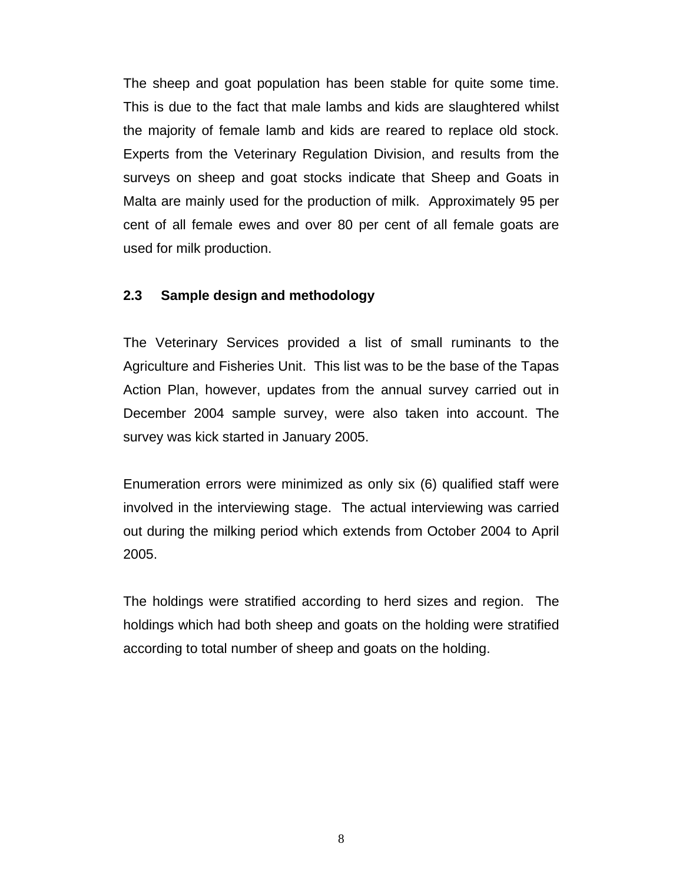The sheep and goat population has been stable for quite some time. This is due to the fact that male lambs and kids are slaughtered whilst the majority of female lamb and kids are reared to replace old stock. Experts from the Veterinary Regulation Division, and results from the surveys on sheep and goat stocks indicate that Sheep and Goats in Malta are mainly used for the production of milk. Approximately 95 per cent of all female ewes and over 80 per cent of all female goats are used for milk production.

## 2.3 Sample design and methodology

The Veterinary Services provided a list of small ruminants to the Agriculture and Fisheries Unit. This list was to be the base of the Tapas Action Plan, however, updates from the annual survey carried out in December 2004 sample survey, were also taken into account. The survey was kick started in January 2005.

Enumeration errors were minimized as only six (6) qualified staff were involved in the interviewing stage. The actual interviewing was carried out during the milking period which extends from October 2004 to April 2005.

The holdings were stratified according to herd sizes and region. The holdings which had both sheep and goats on the holding were stratified according to total number of sheep and goats on the holding.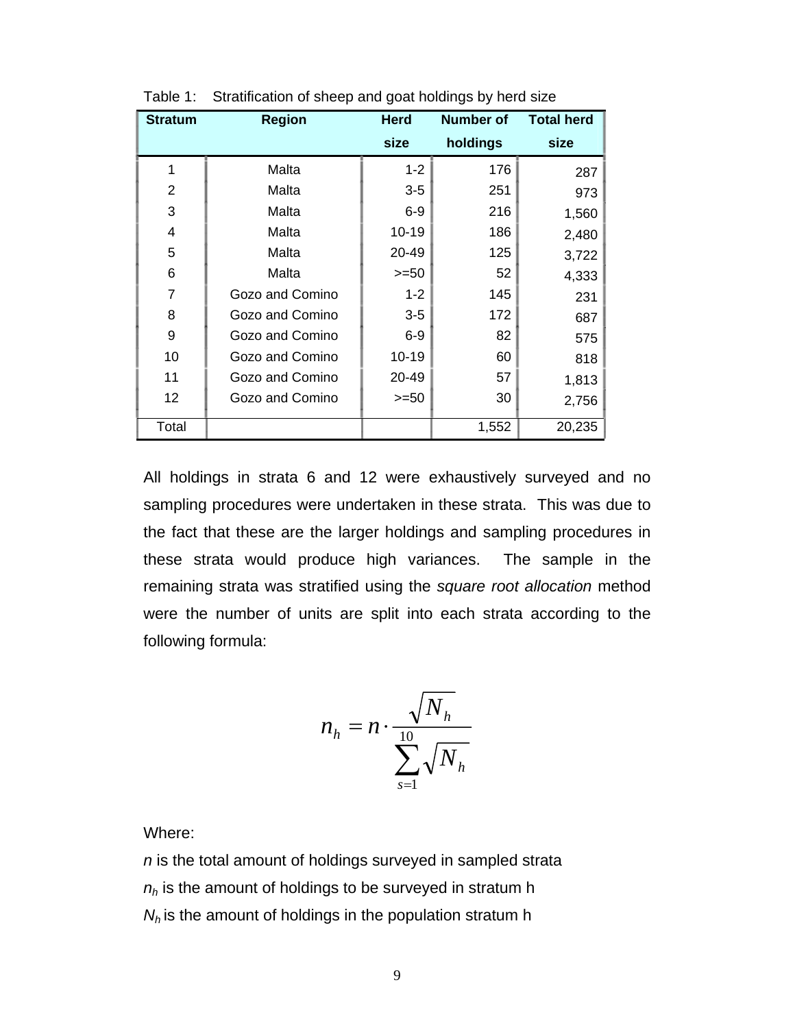Table 1: Stratification of sheep and goat holdings by herd size

| Stratum | Region | Herd size | Number of holdings | Total herd size |
|---|---|---|---|---|
| 1 | Malta | 1-2 | 176 | 287 |
| 2 | Malta | 3-5 | 251 | 973 |
| 3 | Malta | 6-9 | 216 | 1,560 |
| 4 | Malta | 10-19 | 186 | 2,480 |
| 5 | Malta | 20-49 | 125 | 3,722 |
| 6 | Malta | >=50 | 52 | 4,333 |
| 7 | Gozo and Comino | 1-2 | 145 | 231 |
| 8 | Gozo and Comino | 3-5 | 172 | 687 |
| 9 | Gozo and Comino | 6-9 | 82 | 575 |
| 10 | Gozo and Comino | 10-19 | 60 | 818 |
| 11 | Gozo and Comino | 20-49 | 57 | 1,813 |
| 12 | Gozo and Comino | >=50 | 30 | 2,756 |
| Total | | | 1,552 | 20,235 |

All holdings in strata 6 and 12 were exhaustively surveyed and no sampling procedures were undertaken in these strata. This was due to the fact that these are the larger holdings and sampling procedures in these strata would produce high variances. The sample in the remaining strata was stratified using the *square root allocation* method were the number of units are split into each strata according to the following formula:

$$n_h = n \cdot \frac{\sqrt{N_h}}{\sum_{s=1}^{10} \sqrt{N_h}}$$

Where:

$n$ is the total amount of holdings surveyed in sampled strata

$n_h$ is the amount of holdings to be surveyed in stratum h

$N_h$ is the amount of holdings in the population stratum h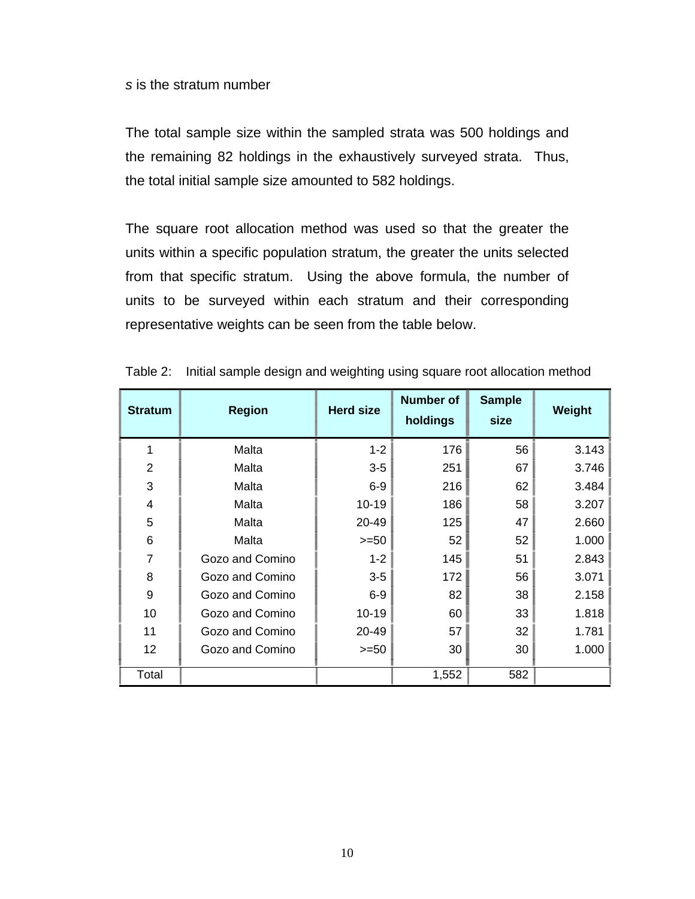$s$ is the stratum number

The total sample size within the sampled strata was 500 holdings and the remaining 82 holdings in the exhaustively surveyed strata. Thus, the total initial sample size amounted to 582 holdings.

The square root allocation method was used so that the greater the units within a specific population stratum, the greater the units selected from that specific stratum. Using the above formula, the number of units to be surveyed within each stratum and their corresponding representative weights can be seen from the table below.

Table 2: Initial sample design and weighting using square root allocation method

| Stratum | Region | Herd size | Number of holdings | Sample size | Weight |
|---|---|---|---|---|---|
| 1 | Malta | 1-2 | 176 | 56 | 3.143 |
| 2 | Malta | 3-5 | 251 | 67 | 3.746 |
| 3 | Malta | 6-9 | 216 | 62 | 3.484 |
| 4 | Malta | 10-19 | 186 | 58 | 3.207 |
| 5 | Malta | 20-49 | 125 | 47 | 2.660 |
| 6 | Malta | >=50 | 52 | 52 | 1.000 |
| 7 | Gozo and Comino | 1-2 | 145 | 51 | 2.843 |
| 8 | Gozo and Comino | 3-5 | 172 | 56 | 3.071 |
| 9 | Gozo and Comino | 6-9 | 82 | 38 | 2.158 |
| 10 | Gozo and Comino | 10-19 | 60 | 33 | 1.818 |
| 11 | Gozo and Comino | 20-49 | 57 | 32 | 1.781 |
| 12 | Gozo and Comino | >=50 | 30 | 30 | 1.000 |
| Total | | | 1,552 | 582 | |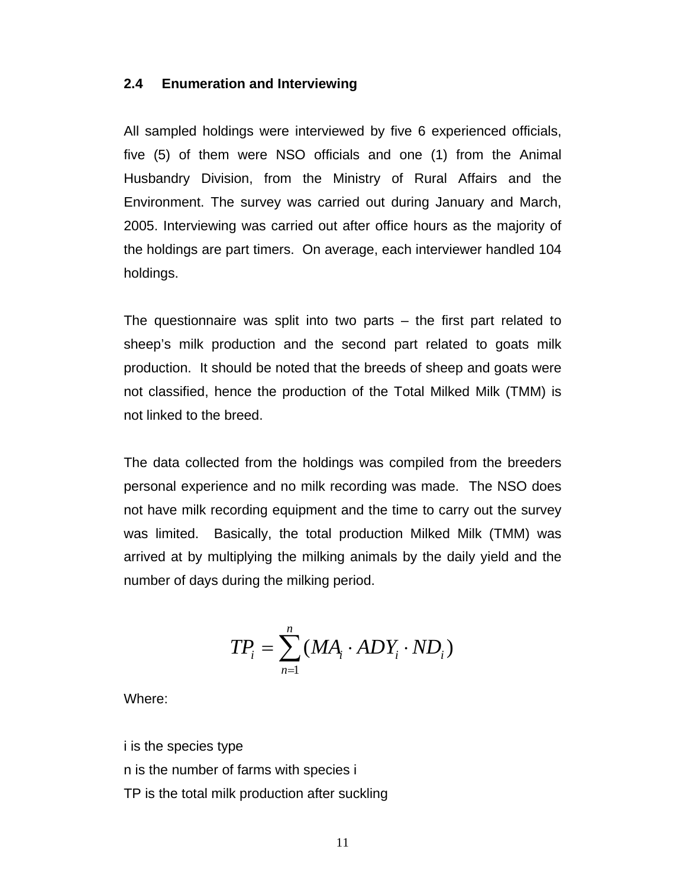### 2.4 Enumeration and Interviewing

All sampled holdings were interviewed by five 6 experienced officials, five (5) of them were NSO officials and one (1) from the Animal Husbandry Division, from the Ministry of Rural Affairs and the Environment. The survey was carried out during January and March, 2005. Interviewing was carried out after office hours as the majority of the holdings are part timers. On average, each interviewer handled 104 holdings.

The questionnaire was split into two parts – the first part related to sheep's milk production and the second part related to goats milk production. It should be noted that the breeds of sheep and goats were not classified, hence the production of the Total Milked Milk (TMM) is not linked to the breed.

The data collected from the holdings was compiled from the breeders personal experience and no milk recording was made. The NSO does not have milk recording equipment and the time to carry out the survey was limited. Basically, the total production Milked Milk (TMM) was arrived at by multiplying the milking animals by the daily yield and the number of days during the milking period.

$$TP_i = \sum_{n=1}^{n} (MA_i \cdot ADY_i \cdot ND_i)$$

Where:

i is the species type
n is the number of farms with species i
TP is the total milk production after suckling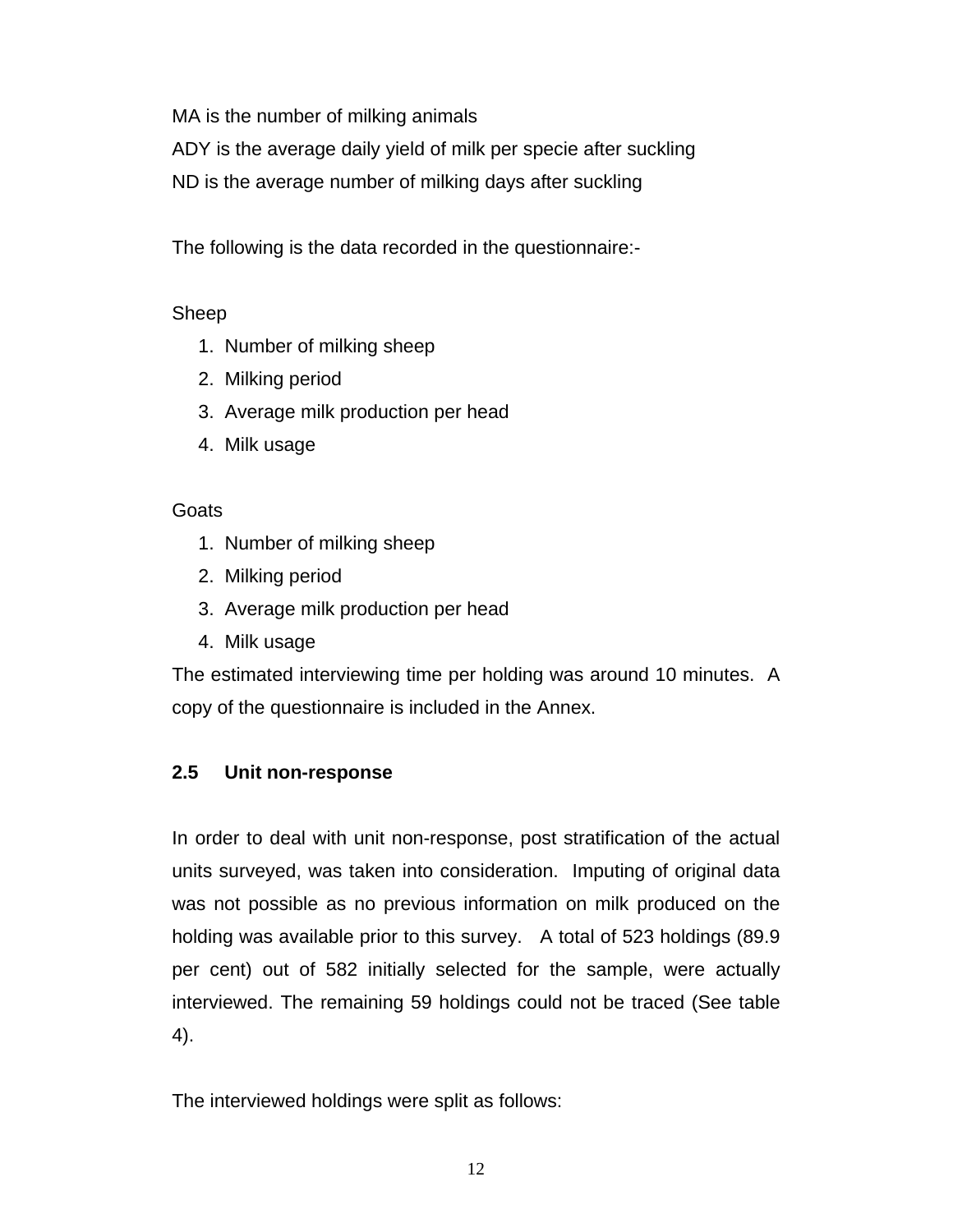MA is the number of milking animals

ADY is the average daily yield of milk per specie after suckling

ND is the average number of milking days after suckling

The following is the data recorded in the questionnaire:-

Sheep

1. Number of milking sheep
2. Milking period
3. Average milk production per head
4. Milk usage

Goats

1. Number of milking sheep
2. Milking period
3. Average milk production per head
4. Milk usage

The estimated interviewing time per holding was around 10 minutes. A copy of the questionnaire is included in the Annex.

### 2.5 Unit non-response

In order to deal with unit non-response, post stratification of the actual units surveyed, was taken into consideration. Imputing of original data was not possible as no previous information on milk produced on the holding was available prior to this survey. A total of 523 holdings (89.9 per cent) out of 582 initially selected for the sample, were actually interviewed. The remaining 59 holdings could not be traced (See table 4).

The interviewed holdings were split as follows: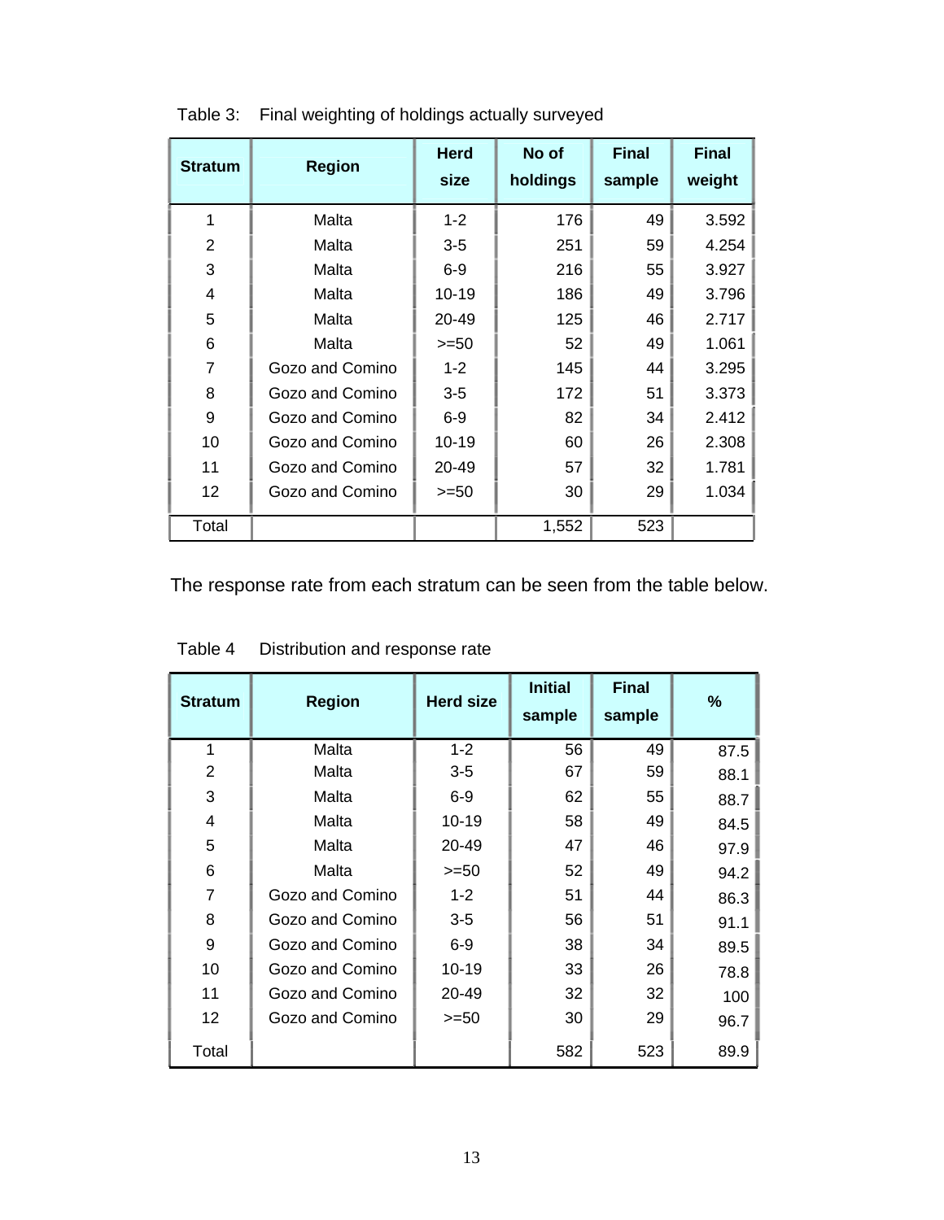Table 3: Final weighting of holdings actually surveyed

| Stratum | Region | Herd size | No of holdings | Final sample | Final weight |
|---|---|---|---|---|---|
| 1 | Malta | 1-2 | 176 | 49 | 3.592 |
| 2 | Malta | 3-5 | 251 | 59 | 4.254 |
| 3 | Malta | 6-9 | 216 | 55 | 3.927 |
| 4 | Malta | 10-19 | 186 | 49 | 3.796 |
| 5 | Malta | 20-49 | 125 | 46 | 2.717 |
| 6 | Malta | >=50 | 52 | 49 | 1.061 |
| 7 | Gozo and Comino | 1-2 | 145 | 44 | 3.295 |
| 8 | Gozo and Comino | 3-5 | 172 | 51 | 3.373 |
| 9 | Gozo and Comino | 6-9 | 82 | 34 | 2.412 |
| 10 | Gozo and Comino | 10-19 | 60 | 26 | 2.308 |
| 11 | Gozo and Comino | 20-49 | 57 | 32 | 1.781 |
| 12 | Gozo and Comino | >=50 | 30 | 29 | 1.034 |
| Total | | | 1,552 | 523 | |

The response rate from each stratum can be seen from the table below.

Table 4 Distribution and response rate

| Stratum | Region | Herd size | Initial sample | Final sample | % |
|---|---|---|---|---|---|
| 1 | Malta | 1-2 | 56 | 49 | 87.5 |
| 2 | Malta | 3-5 | 67 | 59 | 88.1 |
| 3 | Malta | 6-9 | 62 | 55 | 88.7 |
| 4 | Malta | 10-19 | 58 | 49 | 84.5 |
| 5 | Malta | 20-49 | 47 | 46 | 97.9 |
| 6 | Malta | >=50 | 52 | 49 | 94.2 |
| 7 | Gozo and Comino | 1-2 | 51 | 44 | 86.3 |
| 8 | Gozo and Comino | 3-5 | 56 | 51 | 91.1 |
| 9 | Gozo and Comino | 6-9 | 38 | 34 | 89.5 |
| 10 | Gozo and Comino | 10-19 | 33 | 26 | 78.8 |
| 11 | Gozo and Comino | 20-49 | 32 | 32 | 100 |
| 12 | Gozo and Comino | >=50 | 30 | 29 | 96.7 |
| Total | | | 582 | 523 | 89.9 |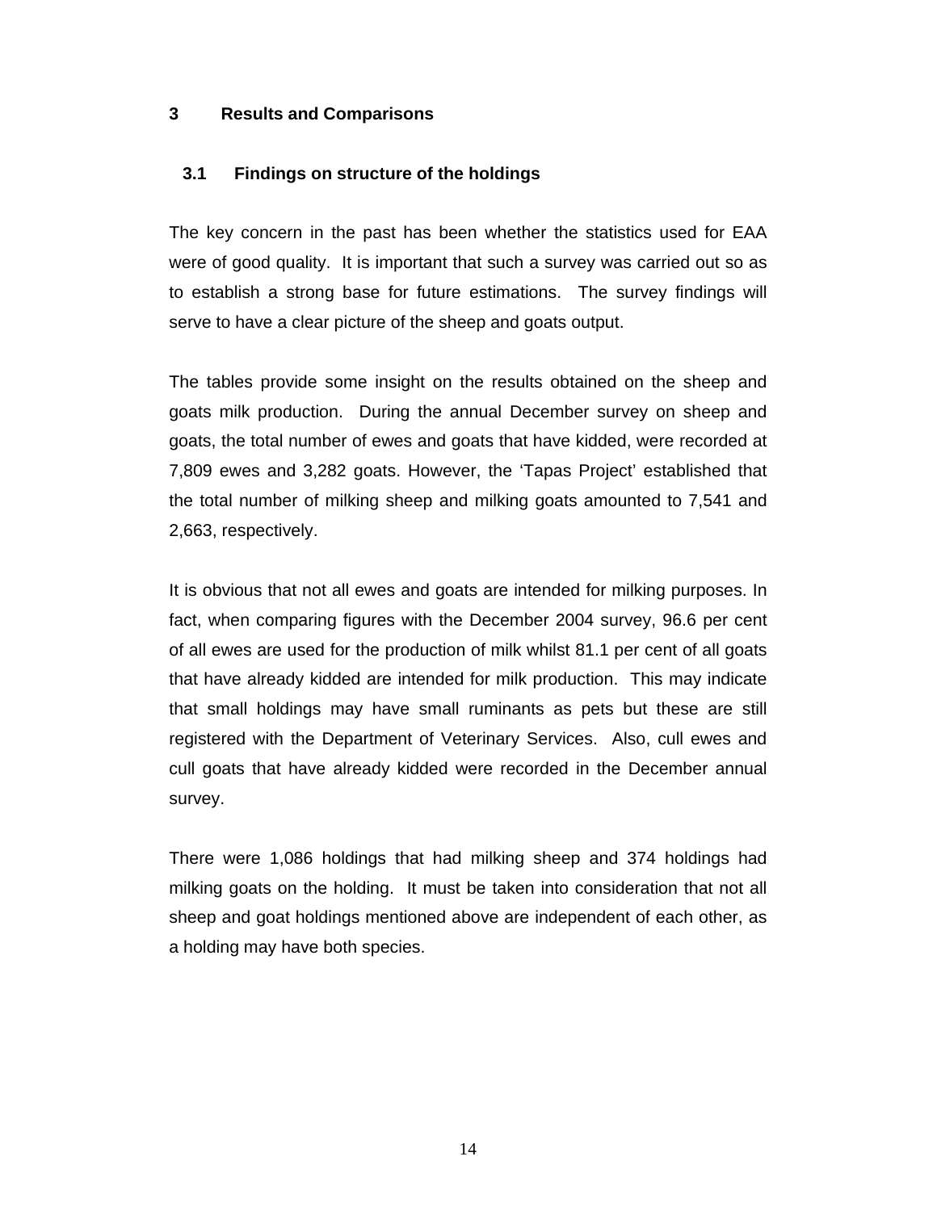# 3 Results and Comparisons

## 3.1 Findings on structure of the holdings

The key concern in the past has been whether the statistics used for EAA were of good quality. It is important that such a survey was carried out so as to establish a strong base for future estimations. The survey findings will serve to have a clear picture of the sheep and goats output.

The tables provide some insight on the results obtained on the sheep and goats milk production. During the annual December survey on sheep and goats, the total number of ewes and goats that have kidded, were recorded at 7,809 ewes and 3,282 goats. However, the 'Tapas Project' established that the total number of milking sheep and milking goats amounted to 7,541 and 2,663, respectively.

It is obvious that not all ewes and goats are intended for milking purposes. In fact, when comparing figures with the December 2004 survey, 96.6 per cent of all ewes are used for the production of milk whilst 81.1 per cent of all goats that have already kidded are intended for milk production. This may indicate that small holdings may have small ruminants as pets but these are still registered with the Department of Veterinary Services. Also, cull ewes and cull goats that have already kidded were recorded in the December annual survey.

There were 1,086 holdings that had milking sheep and 374 holdings had milking goats on the holding. It must be taken into consideration that not all sheep and goat holdings mentioned above are independent of each other, as a holding may have both species.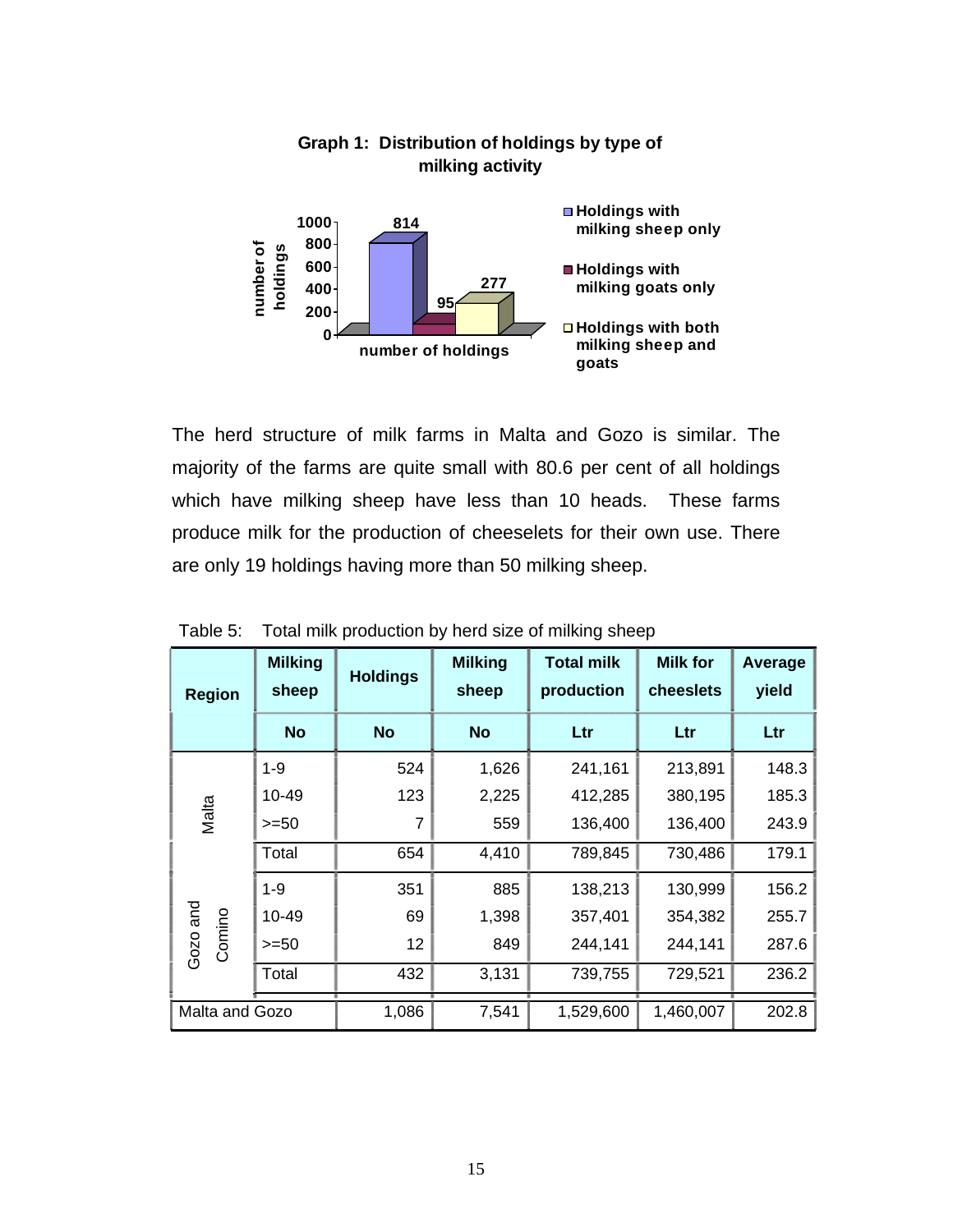**Graph 1: Distribution of holdings by type of milking activity**

| | number of holdings |
|---|---|
| Holdings with milking sheep only | 814 |
| Holdings with milking goats only | 95 |
| Holdings with both milking sheep and goats | 277 |

The herd structure of milk farms in Malta and Gozo is similar. The majority of the farms are quite small with 80.6 per cent of all holdings which have milking sheep have less than 10 heads. These farms produce milk for the production of cheeselets for their own use. There are only 19 holdings having more than 50 milking sheep.

Table 5: Total milk production by herd size of milking sheep

| Region | Milking sheep | Holdings | Milking sheep | Total milk production | Milk for cheeslets | Average yield |
|---|---|---|---|---|---|---|
| | No | No | No | Ltr | Ltr | Ltr |
| Malta | 1-9 | 524 | 1,626 | 241,161 | 213,891 | 148.3 |
| | 10-49 | 123 | 2,225 | 412,285 | 380,195 | 185.3 |
| | >=50 | 7 | 559 | 136,400 | 136,400 | 243.9 |
| | Total | 654 | 4,410 | 789,845 | 730,486 | 179.1 |
| Gozo and Comino | 1-9 | 351 | 885 | 138,213 | 130,999 | 156.2 |
| | 10-49 | 69 | 1,398 | 357,401 | 354,382 | 255.7 |
| | >=50 | 12 | 849 | 244,141 | 244,141 | 287.6 |
| | Total | 432 | 3,131 | 739,755 | 729,521 | 236.2 |
| Malta and Gozo | | 1,086 | 7,541 | 1,529,600 | 1,460,007 | 202.8 |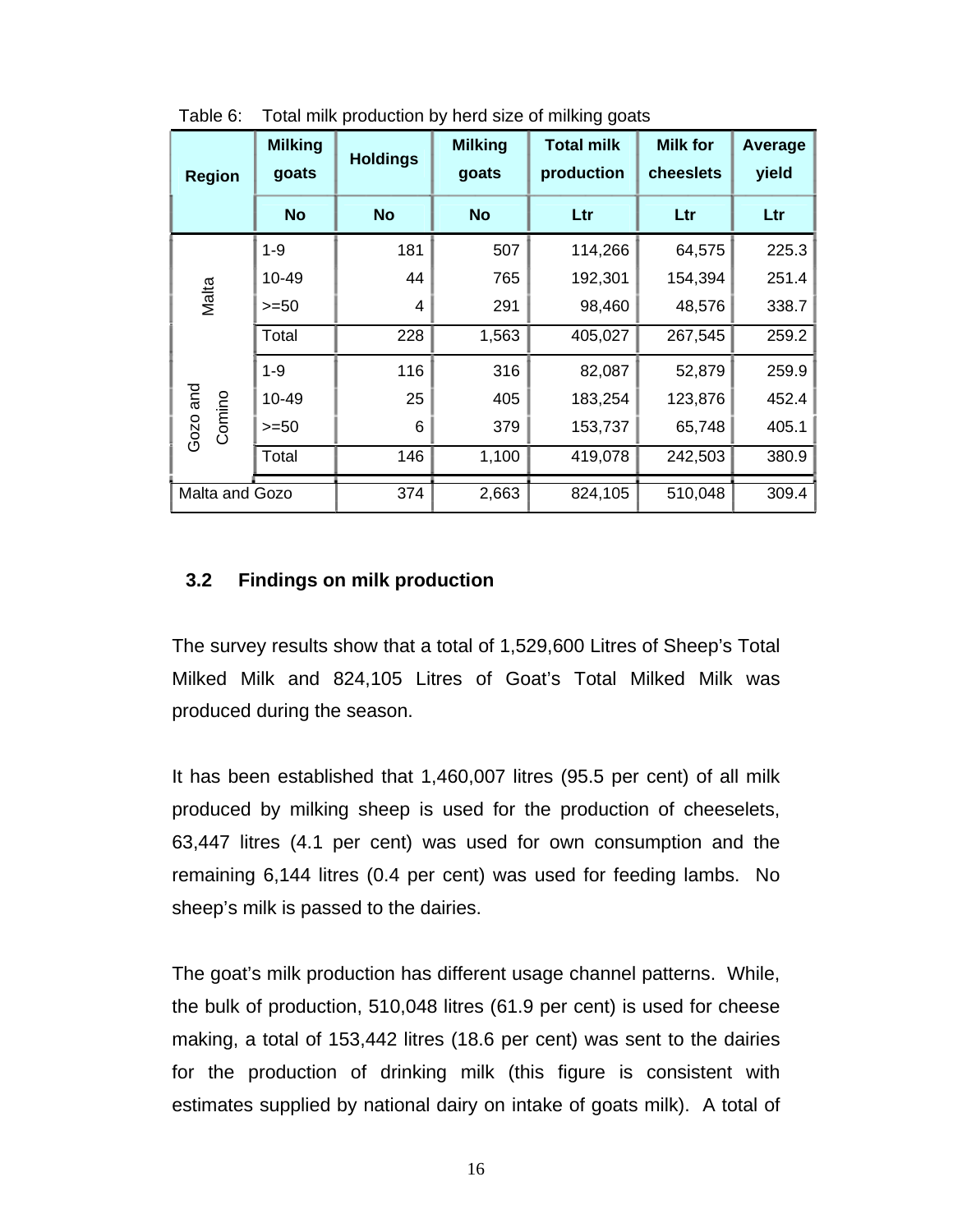Table 6: Total milk production by herd size of milking goats

| Region | Milking goats | Holdings | Milking goats | Total milk production | Milk for cheeslets | Average yield |
|---|---|---|---|---|---|---|
| | No | No | No | Ltr | Ltr | Ltr |
| Malta | 1-9 | 181 | 507 | 114,266 | 64,575 | 225.3 |
| | 10-49 | 44 | 765 | 192,301 | 154,394 | 251.4 |
| | >=50 | 4 | 291 | 98,460 | 48,576 | 338.7 |
| | Total | 228 | 1,563 | 405,027 | 267,545 | 259.2 |
| Gozo and Comino | 1-9 | 116 | 316 | 82,087 | 52,879 | 259.9 |
| | 10-49 | 25 | 405 | 183,254 | 123,876 | 452.4 |
| | >=50 | 6 | 379 | 153,737 | 65,748 | 405.1 |
| | Total | 146 | 1,100 | 419,078 | 242,503 | 380.9 |
| Malta and Gozo | | 374 | 2,663 | 824,105 | 510,048 | 309.4 |

### 3.2 Findings on milk production

The survey results show that a total of 1,529,600 Litres of Sheep's Total Milked Milk and 824,105 Litres of Goat's Total Milked Milk was produced during the season.

It has been established that 1,460,007 litres (95.5 per cent) of all milk produced by milking sheep is used for the production of cheeselets, 63,447 litres (4.1 per cent) was used for own consumption and the remaining 6,144 litres (0.4 per cent) was used for feeding lambs. No sheep's milk is passed to the dairies.

The goat's milk production has different usage channel patterns. While, the bulk of production, 510,048 litres (61.9 per cent) is used for cheese making, a total of 153,442 litres (18.6 per cent) was sent to the dairies for the production of drinking milk (this figure is consistent with estimates supplied by national dairy on intake of goats milk). A total of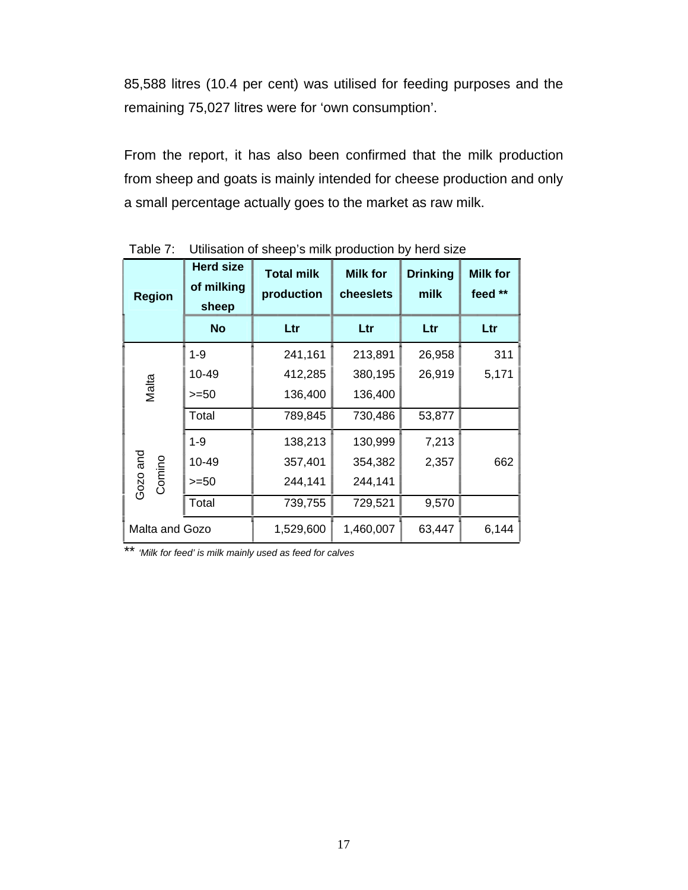85,588 litres (10.4 per cent) was utilised for feeding purposes and the remaining 75,027 litres were for 'own consumption'.

From the report, it has also been confirmed that the milk production from sheep and goats is mainly intended for cheese production and only a small percentage actually goes to the market as raw milk.

Table 7: Utilisation of sheep's milk production by herd size

| Region | Herd size of milking sheep | Total milk production | Milk for cheeslets | Drinking milk | Milk for feed ** |
|---|---|---|---|---|---|
| | No | Ltr | Ltr | Ltr | Ltr |
| Malta | 1-9 | 241,161 | 213,891 | 26,958 | 311 |
| | 10-49 | 412,285 | 380,195 | 26,919 | 5,171 |
| | >=50 | 136,400 | 136,400 | | |
| | Total | 789,845 | 730,486 | 53,877 | |
| Gozo and Comino | 1-9 | 138,213 | 130,999 | 7,213 | |
| | 10-49 | 357,401 | 354,382 | 2,357 | 662 |
| | >=50 | 244,141 | 244,141 | | |
| | Total | 739,755 | 729,521 | 9,570 | |
| Malta and Gozo | | 1,529,600 | 1,460,007 | 63,447 | 6,144 |

** *'Milk for feed' is milk mainly used as feed for calves*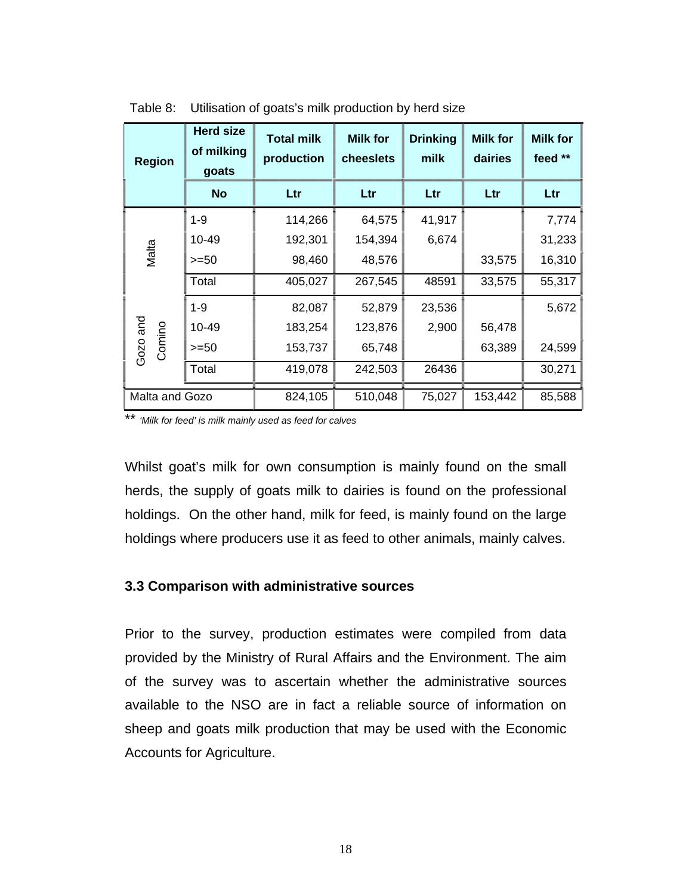Table 8: Utilisation of goats's milk production by herd size

| Region | Herd size of milking goats | Total milk production | Milk for cheeslets | Drinking milk | Milk for dairies | Milk for feed ** |
|---|---|---|---|---|---|---|
| | No | Ltr | Ltr | Ltr | Ltr | Ltr |
| Malta | 1-9 | 114,266 | 64,575 | 41,917 | | 7,774 |
| | 10-49 | 192,301 | 154,394 | 6,674 | | 31,233 |
| | >=50 | 98,460 | 48,576 | | 33,575 | 16,310 |
| | Total | 405,027 | 267,545 | 48591 | 33,575 | 55,317 |
| Gozo and Comino | 1-9 | 82,087 | 52,879 | 23,536 | | 5,672 |
| | 10-49 | 183,254 | 123,876 | 2,900 | 56,478 | |
| | >=50 | 153,737 | 65,748 | | 63,389 | 24,599 |
| | Total | 419,078 | 242,503 | 26436 | | 30,271 |
| Malta and Gozo | | 824,105 | 510,048 | 75,027 | 153,442 | 85,588 |

** *'Milk for feed' is milk mainly used as feed for calves*

Whilst goat's milk for own consumption is mainly found on the small herds, the supply of goats milk to dairies is found on the professional holdings. On the other hand, milk for feed, is mainly found on the large holdings where producers use it as feed to other animals, mainly calves.

### 3.3 Comparison with administrative sources

Prior to the survey, production estimates were compiled from data provided by the Ministry of Rural Affairs and the Environment. The aim of the survey was to ascertain whether the administrative sources available to the NSO are in fact a reliable source of information on sheep and goats milk production that may be used with the Economic Accounts for Agriculture.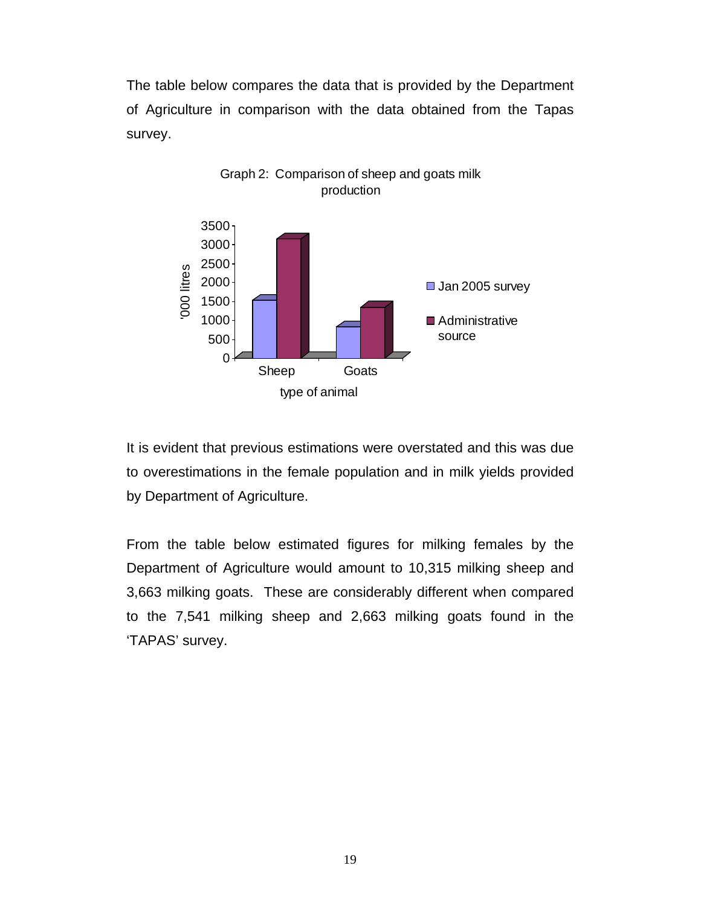The table below compares the data that is provided by the Department of Agriculture in comparison with the data obtained from the Tapas survey.

Graph 2: Comparison of sheep and goats milk production

It is evident that previous estimations were overstated and this was due to overestimations in the female population and in milk yields provided by Department of Agriculture.

From the table below estimated figures for milking females by the Department of Agriculture would amount to 10,315 milking sheep and 3,663 milking goats. These are considerably different when compared to the 7,541 milking sheep and 2,663 milking goats found in the 'TAPAS' survey.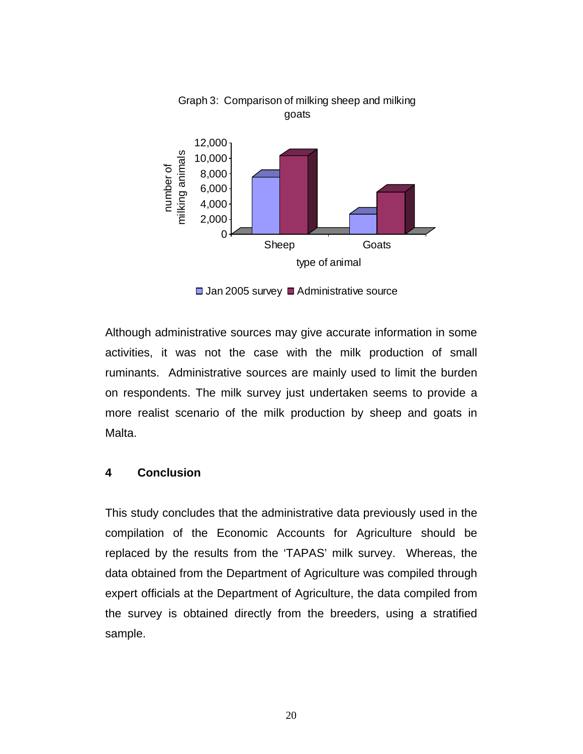Graph 3: Comparison of milking sheep and milking goats

Although administrative sources may give accurate information in some activities, it was not the case with the milk production of small ruminants. Administrative sources are mainly used to limit the burden on respondents. The milk survey just undertaken seems to provide a more realist scenario of the milk production by sheep and goats in Malta.

## 4 Conclusion

This study concludes that the administrative data previously used in the compilation of the Economic Accounts for Agriculture should be replaced by the results from the 'TAPAS' milk survey. Whereas, the data obtained from the Department of Agriculture was compiled through expert officials at the Department of Agriculture, the data compiled from the survey is obtained directly from the breeders, using a stratified sample.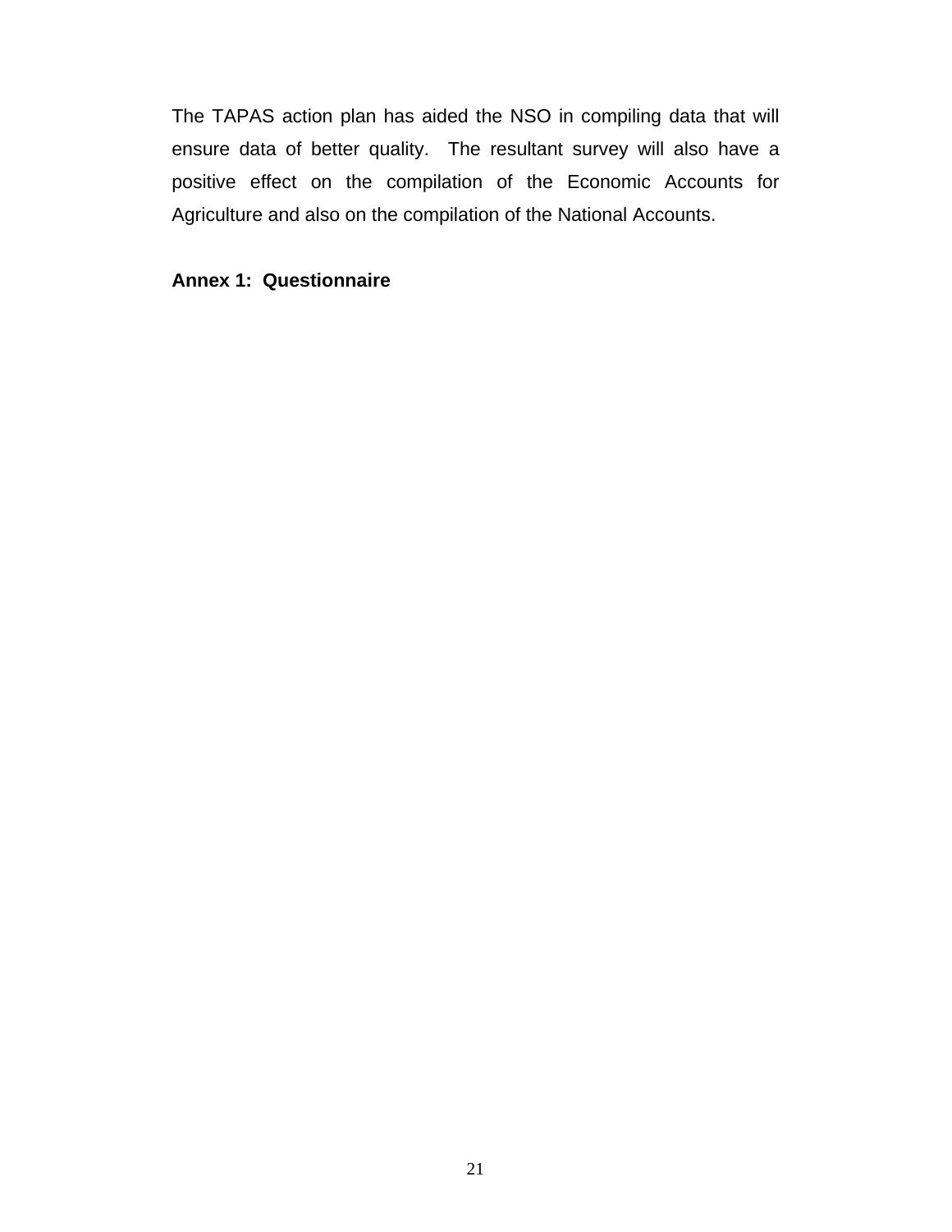The TAPAS action plan has aided the NSO in compiling data that will ensure data of better quality. The resultant survey will also have a positive effect on the compilation of the Economic Accounts for Agriculture and also on the compilation of the National Accounts.

**Annex 1: Questionnaire**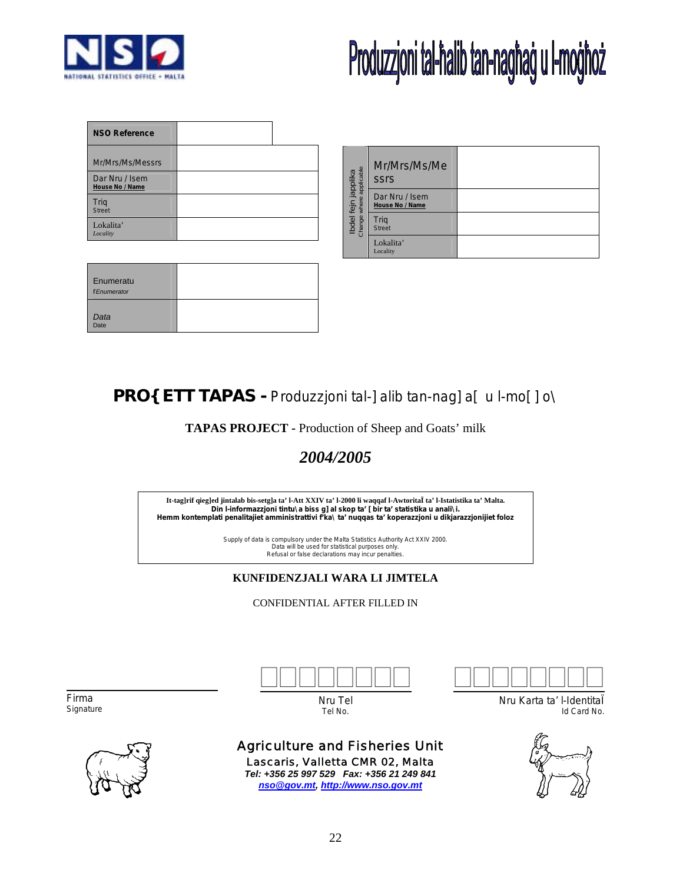# Produzzjoni tal-ħalib tan-nagħaġ u l-mogħoż

| NSO Reference | |
|---|---|
| Mr/Mrs/Ms/Messrs | |
| Dar Nru / Isem<br>House No / Name | |
| Triq<br>Street | |
| Lokalita'<br>Locality | |

| Ibdel fejn japplika<br>Change where applicable | | |
|---|---|---|
| | Mr/Mrs/Ms/Messrs | |
| | Dar Nru / Isem<br>House No / Name | |
| | Triq<br>Street | |
| | Lokalita'<br>Locality | |

| Enumeratu<br>Enumerator | |
|---|---|
| Data<br>Date | |

## PRO{ETT TAPAS - Produzzjoni tal-]alib tan-nag]a[ u l-mo[]o\

**TAPAS PROJECT** - Production of Sheep and Goats' milk

## *2004/2005*

**It-tag]rif qieg]ed jintalab bis-setg]a ta' l-Att XXIV ta' l-2000 li waqqaf l-Awtorità ta' l-Istatistika ta' Malta.**
**Din l-informazzjoni tintu\a biss g]al skop ta' [bir ta' statistika u anali\i.**
**Hemm kontemplati penalitajiet amministrattivi f'ka\ ta' nuqqas ta' koperazzjoni u dikjarazzjonijiet foloz**

Supply of data is compulsory under the Malta Statistics Authority Act XXIV 2000.
Data will be used for statistical purposes only.
Refusal or false declarations may incur penalties.

**KUNFIDENZJALI WARA LI JIMTELA**

CONFIDENTIAL AFTER FILLED IN

Firma
Signature

Nru Tel
Tel No.

Nru Karta ta' l-Identità
Id Card No.

**Agriculture and Fisheries Unit**
Lascaris, Valletta CMR 02, Malta
*Tel: +356 25 997 529 Fax: +356 21 249 841*
*nso@gov.mt, http://www.nso.gov.mt*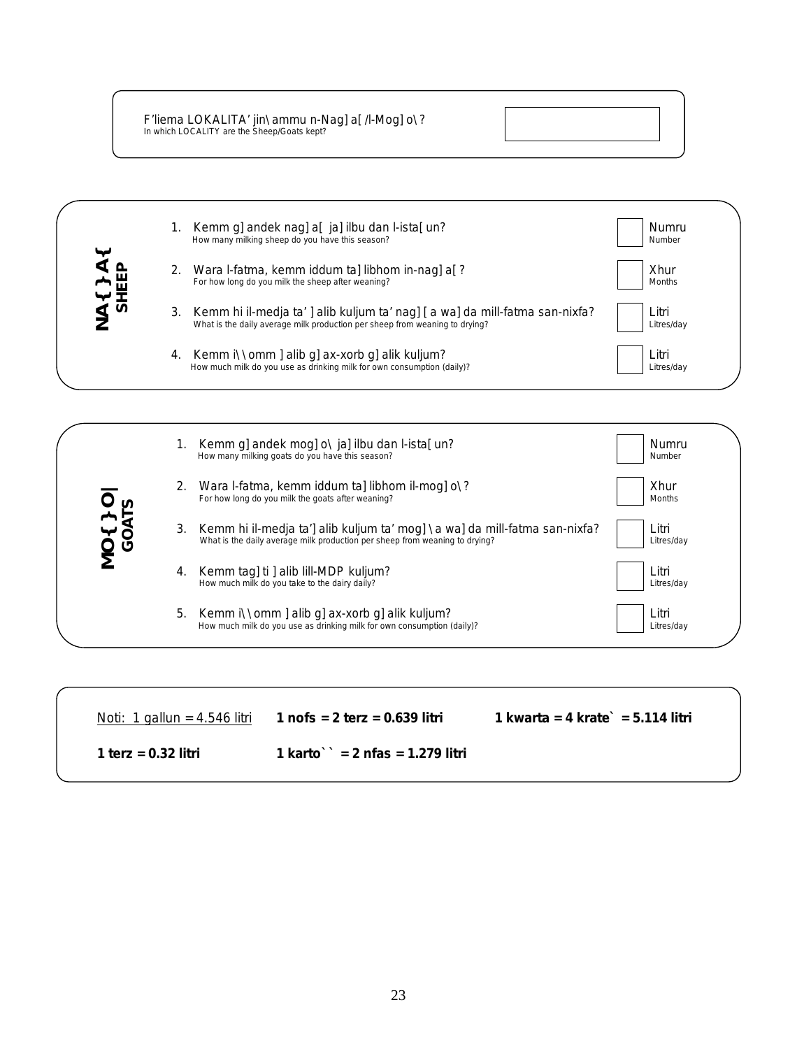F'liema LOKALITA' jin\ammu n-Nag]a[/l-Mog]o\?
In which LOCALITY are the Sheep/Goats kept?

## NA{}A{ SHEEP

| | | |
|---|---|---|
| 1. Kemm g]andek nag]a[ ja]ilbu dan l-ista[un? How many milking sheep do you have this season? | | Numru Number |
| 2. Wara l-fatma, kemm iddum ta]libhom in-nag]a[? For how long do you milk the sheep after weaning? | | Xhur Months |
| 3. Kemm hi il-medja ta' ]alib kuljum ta' nag][a wa]da mill-fatma san-nixfa? What is the daily average milk production per sheep from weaning to drying? | | Litri Litres/day |
| 4. Kemm i\\omm ]alib g]ax-xorb g]alik kuljum? How much milk do you use as drinking milk for own consumption (daily)? | | Litri Litres/day |

## MO{}O| GOATS

| | | |
|---|---|---|
| 1. Kemm g]andek mog]o\ ja]ilbu dan l-ista[un? How many milking goats do you have this season? | | Numru Number |
| 2. Wara l-fatma, kemm iddum ta]libhom il-mog]o\? For how long do you milk the goats after weaning? | | Xhur Months |
| 3. Kemm hi il-medja ta']alib kuljum ta' mog]\a wa]da mill-fatma san-nixfa? What is the daily average milk production per sheep from weaning to drying? | | Litri Litres/day |
| 4. Kemm tag]ti ]alib lill-MDP kuljum? How much milk do you take to the dairy daily? | | Litri Litres/day |
| 5. Kemm i\\omm ]alib g]ax-xorb g]alik kuljum? How much milk do you use as drinking milk for own consumption (daily)? | | Litri Litres/day |

Noti: 1 gallun = 4.546 litri **1 nofs = 2 terz = 0.639 litri** **1 kwarta = 4 krate` = 5.114 litri**

**1 terz = 0.32 litri** **1 karto`` = 2 nfas = 1.279 litri**